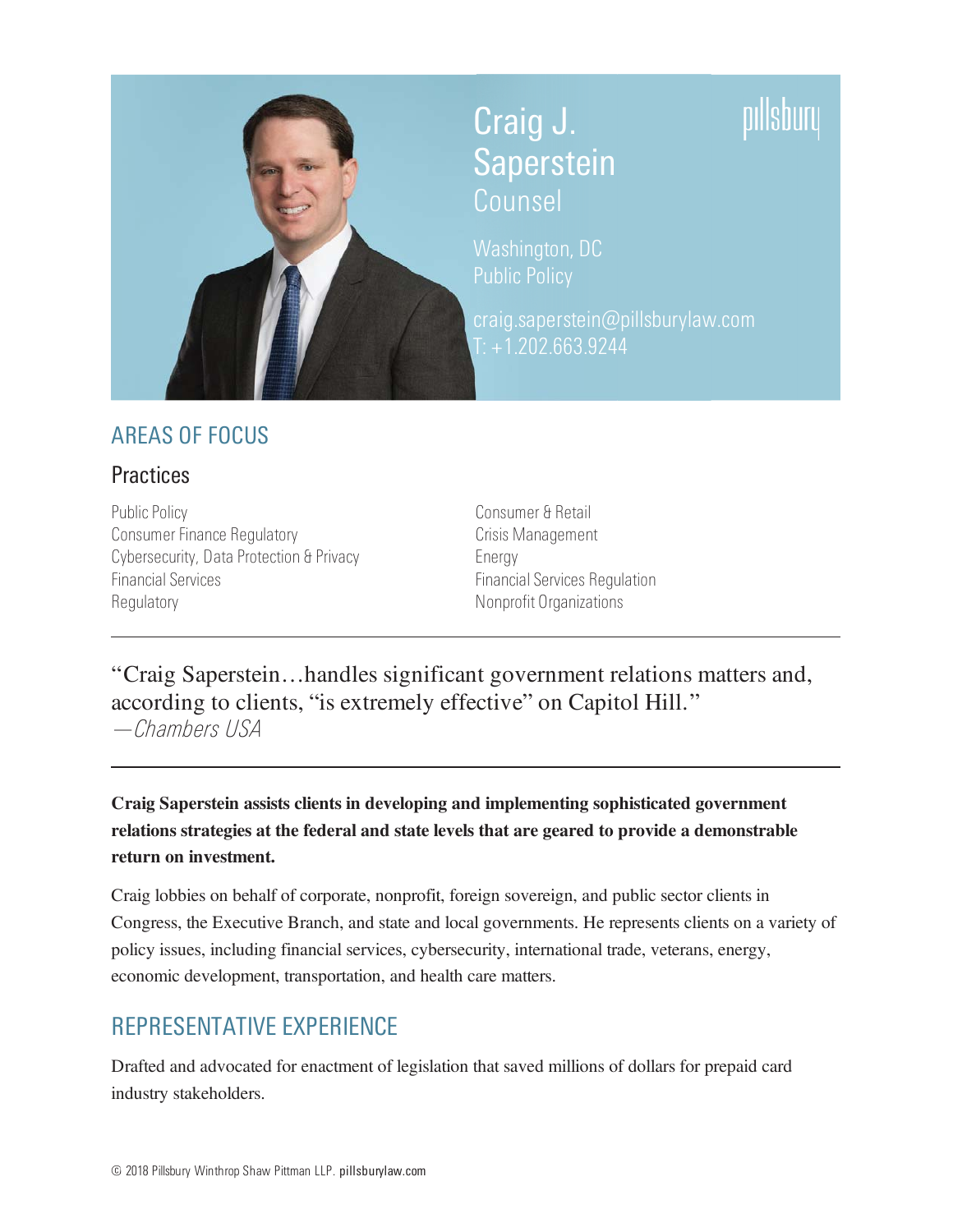# Craig J. Saperstein

## Counsel

Washington, DC
Public Policy

craig.saperstein@pillsburylaw.com
T: +1.202.663.9244

pillsbury

## AREAS OF FOCUS

### Practices

- Public Policy
- Consumer Finance Regulatory
- Cybersecurity, Data Protection & Privacy
- Financial Services
- Regulatory
- Consumer & Retail
- Crisis Management
- Energy
- Financial Services Regulation
- Nonprofit Organizations

---

"Craig Saperstein…handles significant government relations matters and, according to clients, "is extremely effective" on Capitol Hill."
*—Chambers USA*

---

**Craig Saperstein assists clients in developing and implementing sophisticated government relations strategies at the federal and state levels that are geared to provide a demonstrable return on investment.**

Craig lobbies on behalf of corporate, nonprofit, foreign sovereign, and public sector clients in Congress, the Executive Branch, and state and local governments. He represents clients on a variety of policy issues, including financial services, cybersecurity, international trade, veterans, energy, economic development, transportation, and health care matters.

## REPRESENTATIVE EXPERIENCE

Drafted and advocated for enactment of legislation that saved millions of dollars for prepaid card industry stakeholders.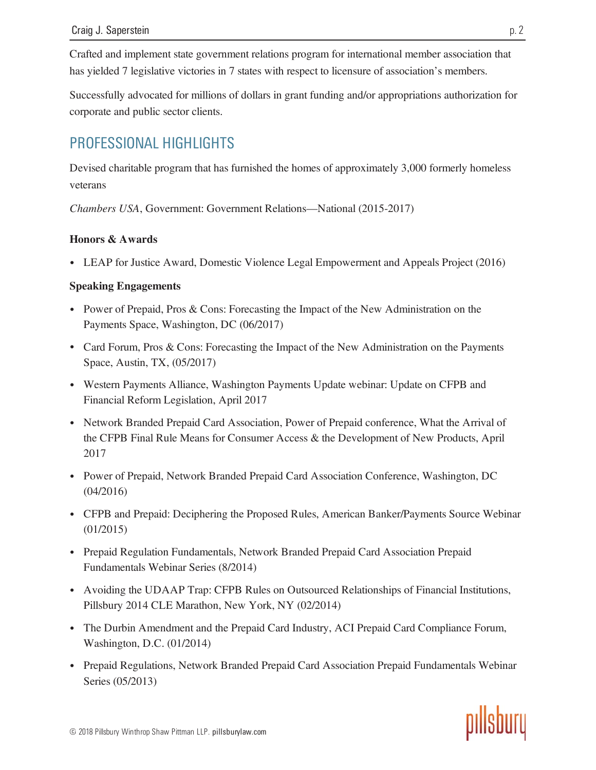Crafted and implement state government relations program for international member association that has yielded 7 legislative victories in 7 states with respect to licensure of association's members.

Successfully advocated for millions of dollars in grant funding and/or appropriations authorization for corporate and public sector clients.

## PROFESSIONAL HIGHLIGHTS

Devised charitable program that has furnished the homes of approximately 3,000 formerly homeless veterans

*Chambers USA*, Government: Government Relations—National (2015-2017)

### Honors & Awards

- LEAP for Justice Award, Domestic Violence Legal Empowerment and Appeals Project (2016)

### Speaking Engagements

- Power of Prepaid, Pros & Cons: Forecasting the Impact of the New Administration on the Payments Space, Washington, DC (06/2017)
- Card Forum, Pros & Cons: Forecasting the Impact of the New Administration on the Payments Space, Austin, TX, (05/2017)
- Western Payments Alliance, Washington Payments Update webinar: Update on CFPB and Financial Reform Legislation, April 2017
- Network Branded Prepaid Card Association, Power of Prepaid conference, What the Arrival of the CFPB Final Rule Means for Consumer Access & the Development of New Products, April 2017
- Power of Prepaid, Network Branded Prepaid Card Association Conference, Washington, DC (04/2016)
- CFPB and Prepaid: Deciphering the Proposed Rules, American Banker/Payments Source Webinar (01/2015)
- Prepaid Regulation Fundamentals, Network Branded Prepaid Card Association Prepaid Fundamentals Webinar Series (8/2014)
- Avoiding the UDAAP Trap: CFPB Rules on Outsourced Relationships of Financial Institutions, Pillsbury 2014 CLE Marathon, New York, NY (02/2014)
- The Durbin Amendment and the Prepaid Card Industry, ACI Prepaid Card Compliance Forum, Washington, D.C. (01/2014)
- Prepaid Regulations, Network Branded Prepaid Card Association Prepaid Fundamentals Webinar Series (05/2013)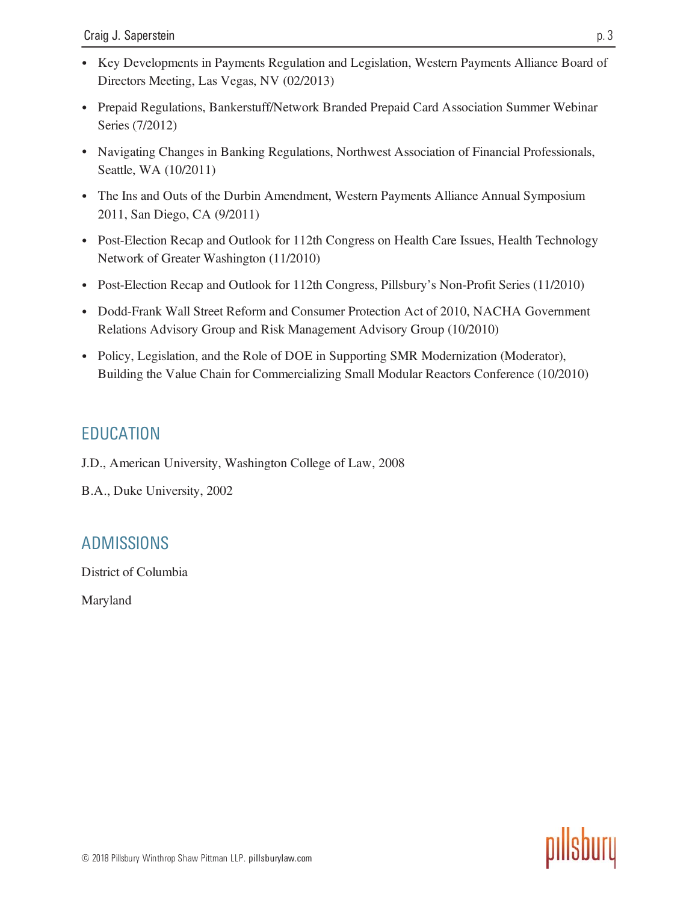- Key Developments in Payments Regulation and Legislation, Western Payments Alliance Board of Directors Meeting, Las Vegas, NV (02/2013)
- Prepaid Regulations, Bankerstuff/Network Branded Prepaid Card Association Summer Webinar Series (7/2012)
- Navigating Changes in Banking Regulations, Northwest Association of Financial Professionals, Seattle, WA (10/2011)
- The Ins and Outs of the Durbin Amendment, Western Payments Alliance Annual Symposium 2011, San Diego, CA (9/2011)
- Post-Election Recap and Outlook for 112th Congress on Health Care Issues, Health Technology Network of Greater Washington (11/2010)
- Post-Election Recap and Outlook for 112th Congress, Pillsbury's Non-Profit Series (11/2010)
- Dodd-Frank Wall Street Reform and Consumer Protection Act of 2010, NACHA Government Relations Advisory Group and Risk Management Advisory Group (10/2010)
- Policy, Legislation, and the Role of DOE in Supporting SMR Modernization (Moderator), Building the Value Chain for Commercializing Small Modular Reactors Conference (10/2010)

## EDUCATION

J.D., American University, Washington College of Law, 2008

B.A., Duke University, 2002

## ADMISSIONS

District of Columbia

Maryland